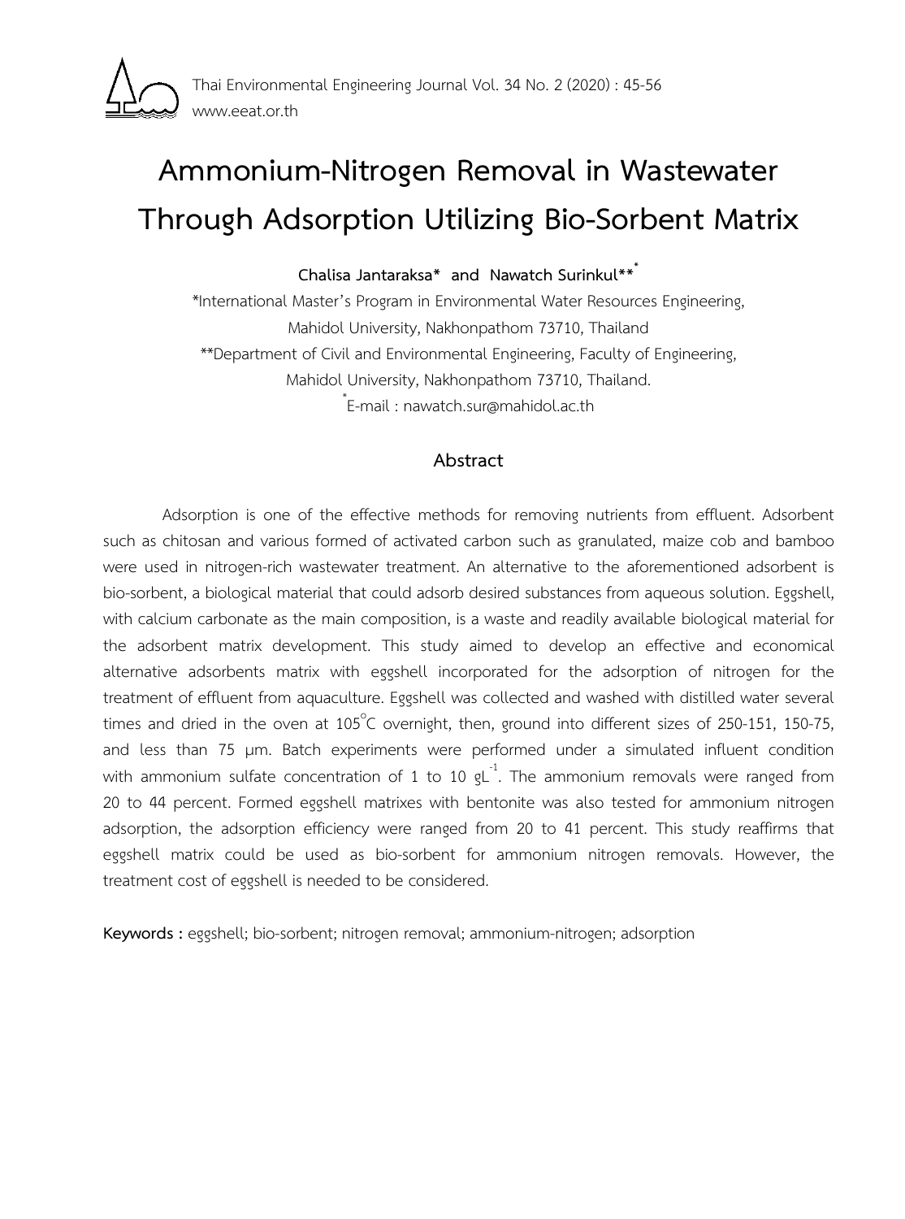# Ammonium-Nitrogen Removal in Wastewater Through Adsorption Utilizing Bio-Sorbent Matrix

**Chalisa Jantaraksa* and Nawatch Surinkul*****

*International Master's Program in Environmental Water Resources Engineering, Mahidol University, Nakhonpathom 73710, Thailand

**Department of Civil and Environmental Engineering, Faculty of Engineering, Mahidol University, Nakhonpathom 73710, Thailand.

*E-mail : nawatch.sur@mahidol.ac.th

## Abstract

Adsorption is one of the effective methods for removing nutrients from effluent. Adsorbent such as chitosan and various formed of activated carbon such as granulated, maize cob and bamboo were used in nitrogen-rich wastewater treatment. An alternative to the aforementioned adsorbent is bio-sorbent, a biological material that could adsorb desired substances from aqueous solution. Eggshell, with calcium carbonate as the main composition, is a waste and readily available biological material for the adsorbent matrix development. This study aimed to develop an effective and economical alternative adsorbents matrix with eggshell incorporated for the adsorption of nitrogen for the treatment of effluent from aquaculture. Eggshell was collected and washed with distilled water several times and dried in the oven at 105°C overnight, then, ground into different sizes of 250-151, 150-75, and less than 75 µm. Batch experiments were performed under a simulated influent condition with ammonium sulfate concentration of 1 to 10 $gL^{-1}$. The ammonium removals were ranged from 20 to 44 percent. Formed eggshell matrixes with bentonite was also tested for ammonium nitrogen adsorption, the adsorption efficiency were ranged from 20 to 41 percent. This study reaffirms that eggshell matrix could be used as bio-sorbent for ammonium nitrogen removals. However, the treatment cost of eggshell is needed to be considered.

**Keywords :** eggshell; bio-sorbent; nitrogen removal; ammonium-nitrogen; adsorption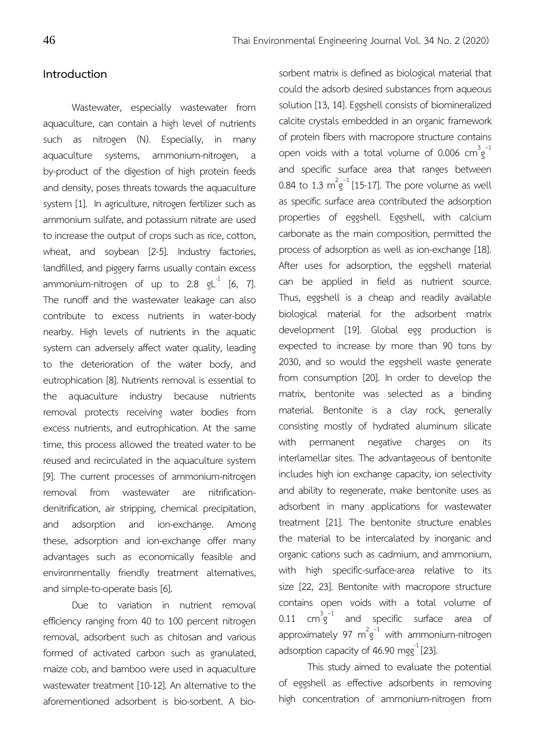## Introduction

Wastewater, especially wastewater from aquaculture, can contain a high level of nutrients such as nitrogen (N). Especially, in many aquaculture systems, ammonium-nitrogen, a by-product of the digestion of high protein feeds and density, poses threats towards the aquaculture system [1]. In agriculture, nitrogen fertilizer such as ammonium sulfate, and potassium nitrate are used to increase the output of crops such as rice, cotton, wheat, and soybean [2-5]. Industry factories, landfilled, and piggery farms usually contain excess ammonium-nitrogen of up to 2.8 $gL^{-1}$ [6, 7]. The runoff and the wastewater leakage can also contribute to excess nutrients in water-body nearby. High levels of nutrients in the aquatic system can adversely affect water quality, leading to the deterioration of the water body, and eutrophication [8]. Nutrients removal is essential to the aquaculture industry because nutrients removal protects receiving water bodies from excess nutrients, and eutrophication. At the same time, this process allowed the treated water to be reused and recirculated in the aquaculture system [9]. The current processes of ammonium-nitrogen removal from wastewater are nitrification-denitrification, air stripping, chemical precipitation, and adsorption and ion-exchange. Among these, adsorption and ion-exchange offer many advantages such as economically feasible and environmentally friendly treatment alternatives, and simple-to-operate basis [6].

Due to variation in nutrient removal efficiency ranging from 40 to 100 percent nitrogen removal, adsorbent such as chitosan and various formed of activated carbon such as granulated, maize cob, and bamboo were used in aquaculture wastewater treatment [10-12]. An alternative to the aforementioned adsorbent is bio-sorbent. A bio-sorbent matrix is defined as biological material that could the adsorb desired substances from aqueous solution [13, 14]. Eggshell consists of biomineralized calcite crystals embedded in an organic framework of protein fibers with macropore structure contains open voids with a total volume of 0.006 $cm^3g^{-1}$ and specific surface area that ranges between 0.84 to 1.3 $m^2g^{-1}$ [15-17]. The pore volume as well as specific surface area contributed the adsorption properties of eggshell. Eggshell, with calcium carbonate as the main composition, permitted the process of adsorption as well as ion-exchange [18]. After uses for adsorption, the eggshell material can be applied in field as nutrient source. Thus, eggshell is a cheap and readily available biological material for the adsorbent matrix development [19]. Global egg production is expected to increase by more than 90 tons by 2030, and so would the eggshell waste generate from consumption [20]. In order to develop the matrix, bentonite was selected as a binding material. Bentonite is a clay rock, generally consisting mostly of hydrated aluminum silicate with permanent negative charges on its interlamellar sites. The advantageous of bentonite includes high ion exchange capacity, ion selectivity and ability to regenerate, make bentonite uses as adsorbent in many applications for wastewater treatment [21]. The bentonite structure enables the material to be intercalated by inorganic and organic cations such as cadmium, and ammonium, with high specific-surface-area relative to its size [22, 23]. Bentonite with macropore structure contains open voids with a total volume of 0.11 $cm^3g^{-1}$ and specific surface area of approximately 97 $m^2g^{-1}$ with ammonium-nitrogen adsorption capacity of 46.90 $mgg^{-1}$ [23].

This study aimed to evaluate the potential of eggshell as effective adsorbents in removing high concentration of ammonium-nitrogen from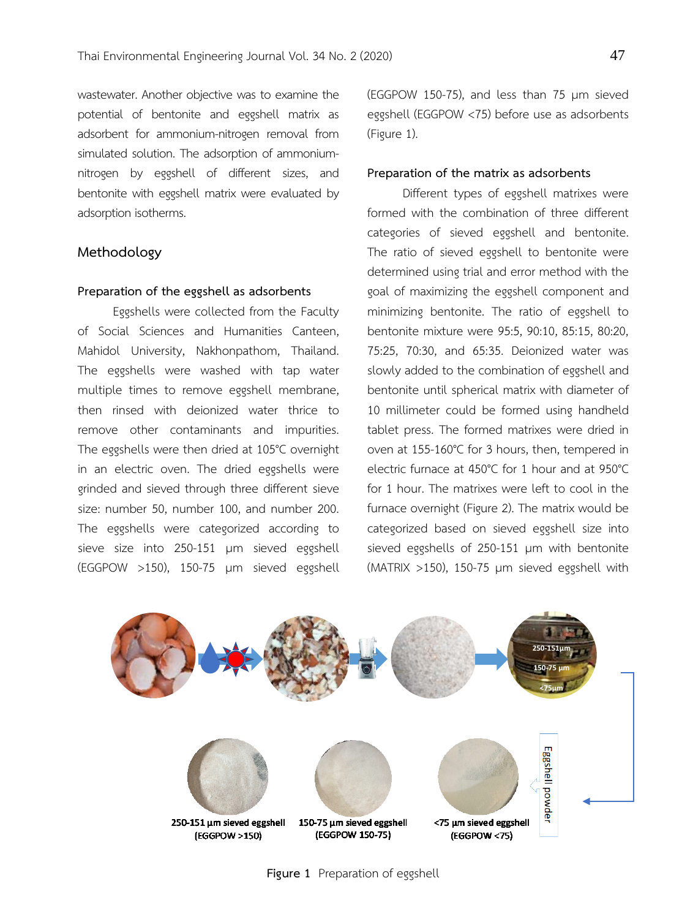wastewater. Another objective was to examine the potential of bentonite and eggshell matrix as adsorbent for ammonium-nitrogen removal from simulated solution. The adsorption of ammonium-nitrogen by eggshell of different sizes, and bentonite with eggshell matrix were evaluated by adsorption isotherms.

## Methodology

### Preparation of the eggshell as adsorbents

Eggshells were collected from the Faculty of Social Sciences and Humanities Canteen, Mahidol University, Nakhonpathom, Thailand. The eggshells were washed with tap water multiple times to remove eggshell membrane, then rinsed with deionized water thrice to remove other contaminants and impurities. The eggshells were then dried at 105°C overnight in an electric oven. The dried eggshells were grinded and sieved through three different sieve size: number 50, number 100, and number 200. The eggshells were categorized according to sieve size into 250-151 µm sieved eggshell (EGGPOW >150), 150-75 µm sieved eggshell (EGGPOW 150-75), and less than 75 µm sieved eggshell (EGGPOW <75) before use as adsorbents (Figure 1).

### Preparation of the matrix as adsorbents

Different types of eggshell matrixes were formed with the combination of three different categories of sieved eggshell and bentonite. The ratio of sieved eggshell to bentonite were determined using trial and error method with the goal of maximizing the eggshell component and minimizing bentonite. The ratio of eggshell to bentonite mixture were 95:5, 90:10, 85:15, 80:20, 75:25, 70:30, and 65:35. Deionized water was slowly added to the combination of eggshell and bentonite until spherical matrix with diameter of 10 millimeter could be formed using handheld tablet press. The formed matrixes were dried in oven at 155-160°C for 3 hours, then, tempered in electric furnace at 450°C for 1 hour and at 950°C for 1 hour. The matrixes were left to cool in the furnace overnight (Figure 2). The matrix would be categorized based on sieved eggshell size into sieved eggshells of 250-151 µm with bentonite (MATRIX >150), 150-75 µm sieved eggshell with

250-151µm
150-75 µm
<75µm
Eggshell powder
250-151 µm sieved eggshell (EGGPOW >150)
150-75 µm sieved eggshell (EGGPOW 150-75)
<75 µm sieved eggshell (EGGPOW <75)

Figure 1 Preparation of eggshell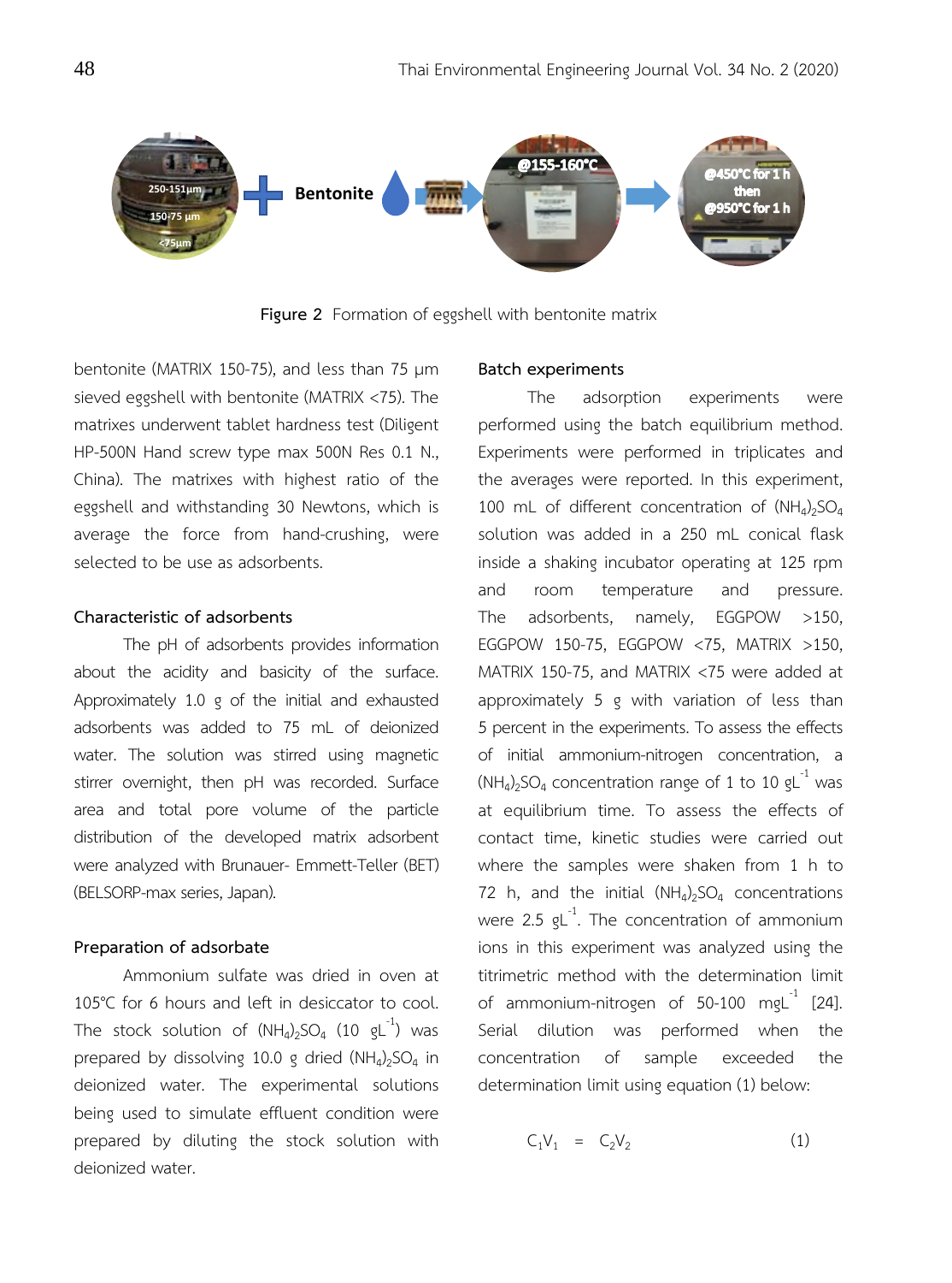Figure 2 Formation of eggshell with bentonite matrix

bentonite (MATRIX 150-75), and less than 75 μm sieved eggshell with bentonite (MATRIX <75). The matrixes underwent tablet hardness test (Diligent HP-500N Hand screw type max 500N Res 0.1 N., China). The matrixes with highest ratio of the eggshell and withstanding 30 Newtons, which is average the force from hand-crushing, were selected to be use as adsorbents.

### Characteristic of adsorbents

The pH of adsorbents provides information about the acidity and basicity of the surface. Approximately 1.0 g of the initial and exhausted adsorbents was added to 75 mL of deionized water. The solution was stirred using magnetic stirrer overnight, then pH was recorded. Surface area and total pore volume of the particle distribution of the developed matrix adsorbent were analyzed with Brunauer- Emmett-Teller (BET) (BELSORP-max series, Japan).

### Preparation of adsorbate

Ammonium sulfate was dried in oven at 105°C for 6 hours and left in desiccator to cool. The stock solution of $(NH_4)_2SO_4$ (10 $gL^{-1}$) was prepared by dissolving 10.0 g dried $(NH_4)_2SO_4$ in deionized water. The experimental solutions being used to simulate effluent condition were prepared by diluting the stock solution with deionized water.

### Batch experiments

The adsorption experiments were performed using the batch equilibrium method. Experiments were performed in triplicates and the averages were reported. In this experiment, 100 mL of different concentration of $(NH_4)_2SO_4$ solution was added in a 250 mL conical flask inside a shaking incubator operating at 125 rpm and room temperature and pressure. The adsorbents, namely, EGGPOW >150, EGGPOW 150-75, EGGPOW <75, MATRIX >150, MATRIX 150-75, and MATRIX <75 were added at approximately 5 g with variation of less than 5 percent in the experiments. To assess the effects of initial ammonium-nitrogen concentration, a $(NH_4)_2SO_4$ concentration range of 1 to 10 $gL^{-1}$ was at equilibrium time. To assess the effects of contact time, kinetic studies were carried out where the samples were shaken from 1 h to 72 h, and the initial $(NH_4)_2SO_4$ concentrations were 2.5 $gL^{-1}$. The concentration of ammonium ions in this experiment was analyzed using the titrimetric method with the determination limit of ammonium-nitrogen of 50-100 $mgL^{-1}$ [24]. Serial dilution was performed when the concentration of sample exceeded the determination limit using equation (1) below:

$$C_1V_1 = C_2V_2 \tag{1}$$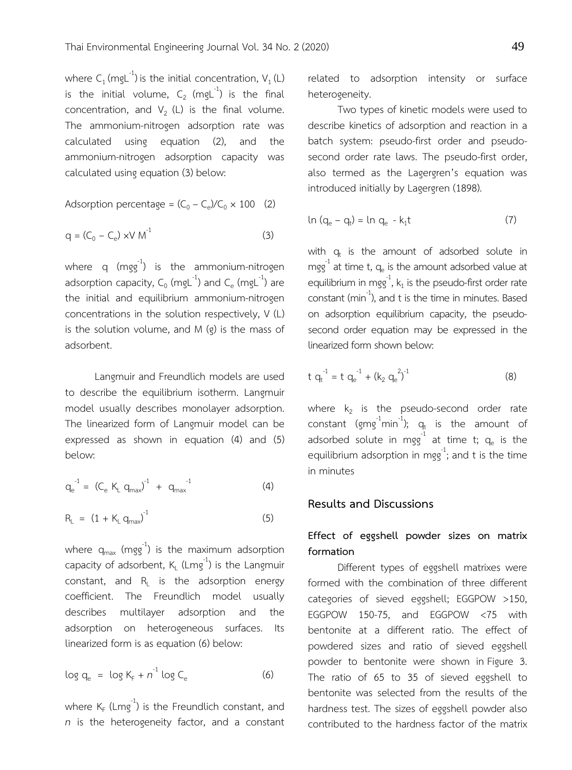where $C_1$ ($mgL^{-1}$) is the initial concentration, $V_1$ (L) is the initial volume, $C_2$ ($mgL^{-1}$) is the final concentration, and $V_2$ (L) is the final volume. The ammonium-nitrogen adsorption rate was calculated using equation (2), and the ammonium-nitrogen adsorption capacity was calculated using equation (3) below:

$$\text{Adsorption percentage} = (C_0 - C_e)/C_0 \times 100 \quad (2)$$

$$q = (C_0 - C_e) \times V M^{-1} \quad (3)$$

where $q$ ($mgg^{-1}$) is the ammonium-nitrogen adsorption capacity, $C_0$ ($mgL^{-1}$) and $C_e$ ($mgL^{-1}$) are the initial and equilibrium ammonium-nitrogen concentrations in the solution respectively, $V$ (L) is the solution volume, and $M$ (g) is the mass of adsorbent.

Langmuir and Freundlich models are used to describe the equilibrium isotherm. Langmuir model usually describes monolayer adsorption. The linearized form of Langmuir model can be expressed as shown in equation (4) and (5) below:

$$q_e^{-1} = (C_e K_L q_{max})^{-1} + q_{max}^{-1} \quad (4)$$

$$R_L = (1 + K_L q_{max})^{-1} \quad (5)$$

where $q_{max}$ ($mgg^{-1}$) is the maximum adsorption capacity of adsorbent, $K_L$ ($Lmg^{-1}$) is the Langmuir constant, and $R_L$ is the adsorption energy coefficient. The Freundlich model usually describes multilayer adsorption and the adsorption on heterogeneous surfaces. Its linearized form is as equation (6) below:

$$\log q_e = \log K_F + n^{-1} \log C_e \quad (6)$$

where $K_F$ ($Lmg^{-1}$) is the Freundlich constant, and $n$ is the heterogeneity factor, and a constant related to adsorption intensity or surface heterogeneity.

Two types of kinetic models were used to describe kinetics of adsorption and reaction in a batch system: pseudo-first order and pseudo-second order rate laws. The pseudo-first order, also termed as the Lagergren's equation was introduced initially by Lagergren (1898).

$$\ln (q_e - q_t) = \ln q_e - k_1 t \quad (7)$$

with $q_t$ is the amount of adsorbed solute in $mgg^{-1}$ at time t, $q_e$ is the amount adsorbed value at equilibrium in $mgg^{-1}$, $k_1$ is the pseudo-first order rate constant ($min^{-1}$), and t is the time in minutes. Based on adsorption equilibrium capacity, the pseudo-second order equation may be expressed in the linearized form shown below:

$$t\, q_t^{-1} = t\, q_e^{-1} + (k_2 q_e^{2})^{-1} \quad (8)$$

where $k_2$ is the pseudo-second order rate constant ($gmg^{-1}min^{-1}$); $q_t$ is the amount of adsorbed solute in $mgg^{-1}$ at time t; $q_e$ is the equilibrium adsorption in $mgg^{-1}$; and t is the time in minutes

## Results and Discussions

### Effect of eggshell powder sizes on matrix formation

Different types of eggshell matrixes were formed with the combination of three different categories of sieved eggshell; EGGPOW >150, EGGPOW 150-75, and EGGPOW <75 with bentonite at a different ratio. The effect of powdered sizes and ratio of sieved eggshell powder to bentonite were shown in Figure 3. The ratio of 65 to 35 of sieved eggshell to bentonite was selected from the results of the hardness test. The sizes of eggshell powder also contributed to the hardness factor of the matrix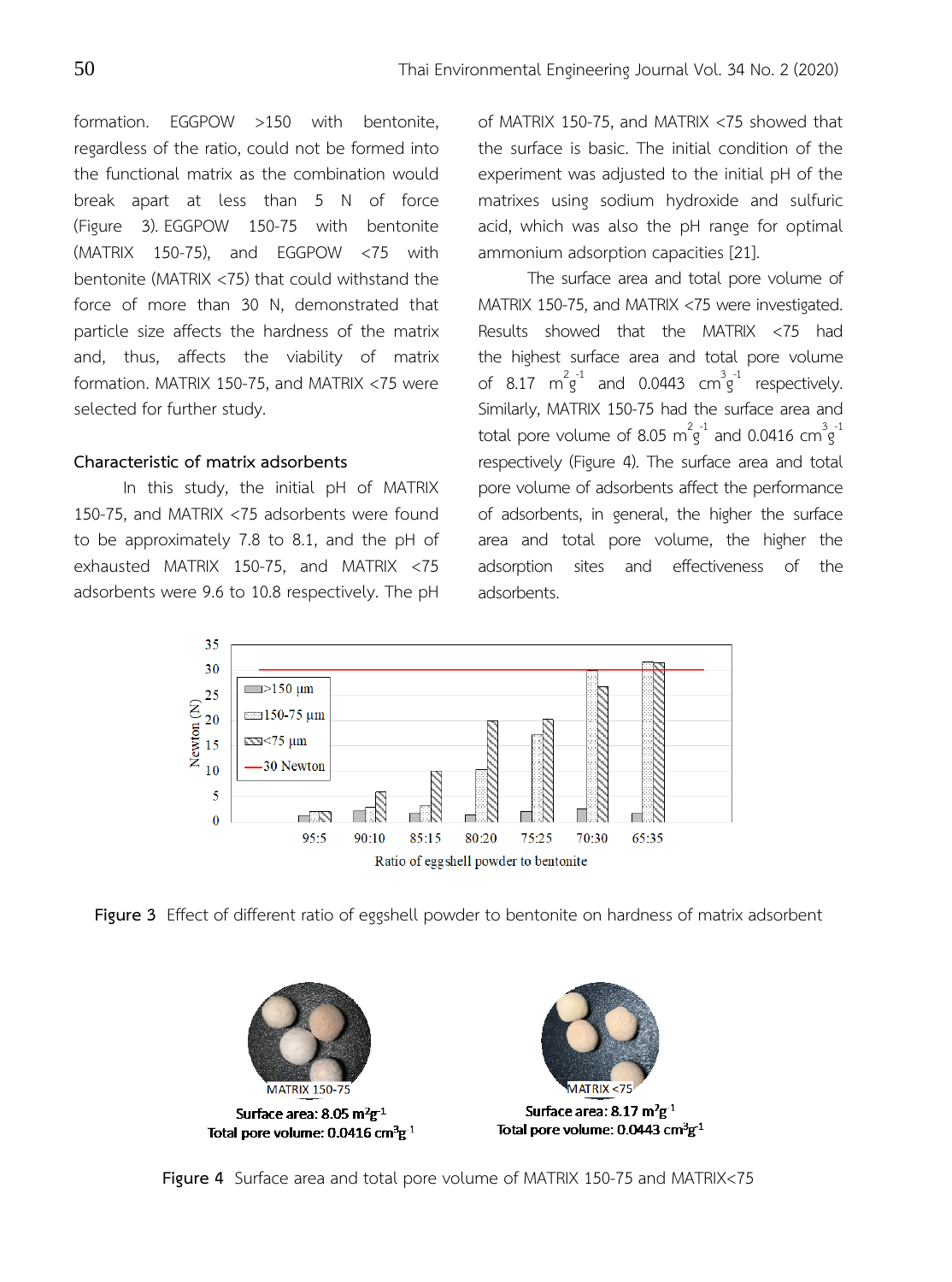formation. EGGPOW >150 with bentonite, regardless of the ratio, could not be formed into the functional matrix as the combination would break apart at less than 5 N of force (Figure 3). EGGPOW 150-75 with bentonite (MATRIX 150-75), and EGGPOW <75 with bentonite (MATRIX <75) that could withstand the force of more than 30 N, demonstrated that particle size affects the hardness of the matrix and, thus, affects the viability of matrix formation. MATRIX 150-75, and MATRIX <75 were selected for further study.

### Characteristic of matrix adsorbents

In this study, the initial pH of MATRIX 150-75, and MATRIX <75 adsorbents were found to be approximately 7.8 to 8.1, and the pH of exhausted MATRIX 150-75, and MATRIX <75 adsorbents were 9.6 to 10.8 respectively. The pH of MATRIX 150-75, and MATRIX <75 showed that the surface is basic. The initial condition of the experiment was adjusted to the initial pH of the matrixes using sodium hydroxide and sulfuric acid, which was also the pH range for optimal ammonium adsorption capacities [21].

The surface area and total pore volume of MATRIX 150-75, and MATRIX <75 were investigated. Results showed that the MATRIX <75 had the highest surface area and total pore volume of 8.17 $m^2g^{-1}$ and 0.0443 $cm^3g^{-1}$ respectively. Similarly, MATRIX 150-75 had the surface area and total pore volume of 8.05 $m^2g^{-1}$ and 0.0416 $cm^3g^{-1}$ respectively (Figure 4). The surface area and total pore volume of adsorbents affect the performance of adsorbents, in general, the higher the surface area and total pore volume, the higher the adsorption sites and effectiveness of the adsorbents.

Newton (N)
35
30
25
20
15
10
5
0
>150 μm
150-75 μm
<75 μm
30 Newton
95:5
90:10
85:15
80:20
75:25
70:30
65:35
Ratio of eggshell powder to bentonite

**Figure 3** Effect of different ratio of eggshell powder to bentonite on hardness of matrix adsorbent

MATRIX 150-75
**Surface area: 8.05 $m^2g^{-1}$**
**Total pore volume: 0.0416 $cm^3g^{-1}$**

MATRIX <75
**Surface area: 8.17 $m^2g^{-1}$**
**Total pore volume: 0.0443 $cm^3g^{-1}$**

**Figure 4** Surface area and total pore volume of MATRIX 150-75 and MATRIX<75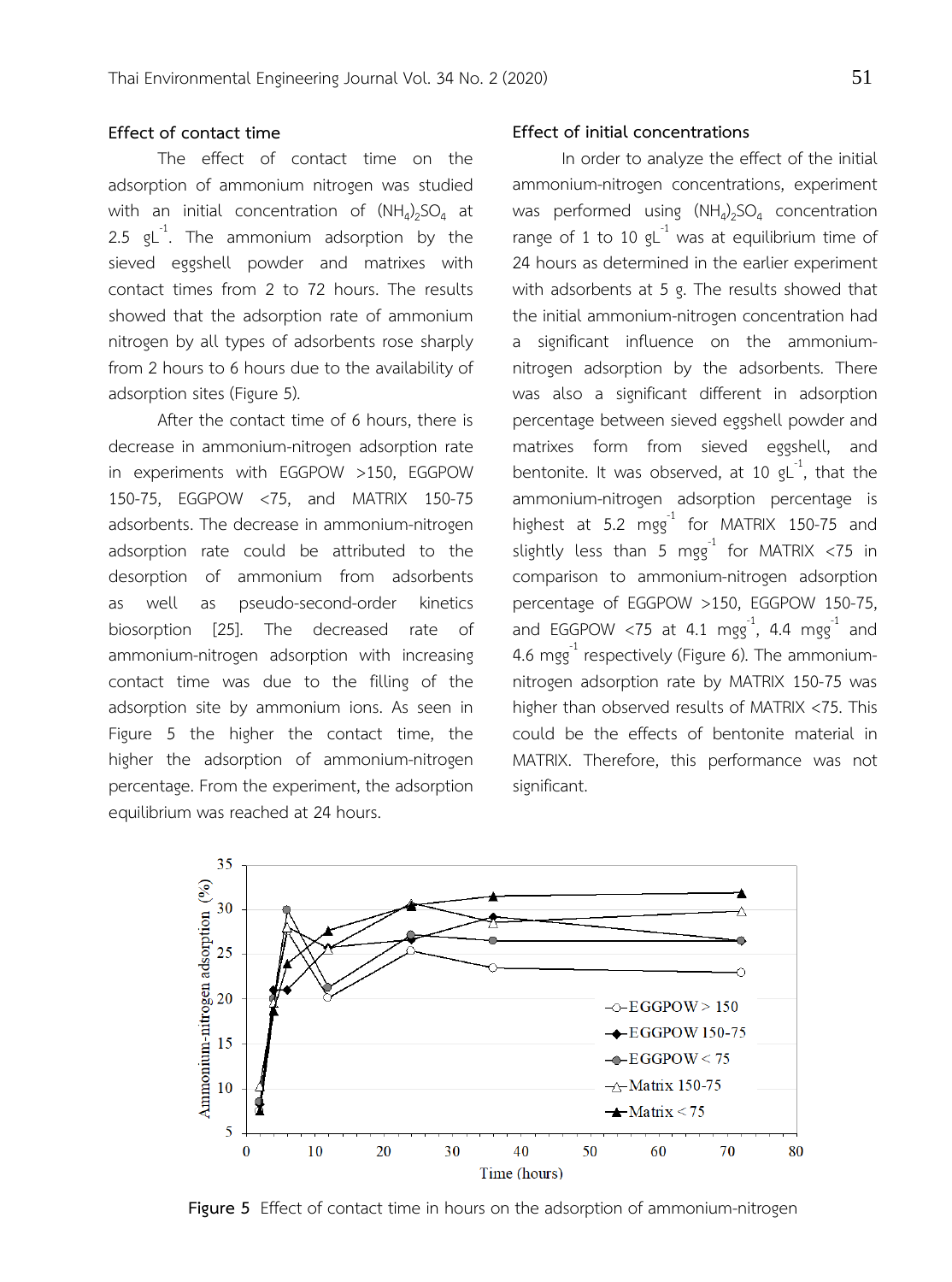### Effect of contact time

The effect of contact time on the adsorption of ammonium nitrogen was studied with an initial concentration of $(NH_4)_2SO_4$ at 2.5 $gL^{-1}$. The ammonium adsorption by the sieved eggshell powder and matrixes with contact times from 2 to 72 hours. The results showed that the adsorption rate of ammonium nitrogen by all types of adsorbents rose sharply from 2 hours to 6 hours due to the availability of adsorption sites (Figure 5).

After the contact time of 6 hours, there is decrease in ammonium-nitrogen adsorption rate in experiments with EGGPOW >150, EGGPOW 150-75, EGGPOW <75, and MATRIX 150-75 adsorbents. The decrease in ammonium-nitrogen adsorption rate could be attributed to the desorption of ammonium from adsorbents as well as pseudo-second-order kinetics biosorption [25]. The decreased rate of ammonium-nitrogen adsorption with increasing contact time was due to the filling of the adsorption site by ammonium ions. As seen in Figure 5 the higher the contact time, the higher the adsorption of ammonium-nitrogen percentage. From the experiment, the adsorption equilibrium was reached at 24 hours.

### Effect of initial concentrations

In order to analyze the effect of the initial ammonium-nitrogen concentrations, experiment was performed using $(NH_4)_2SO_4$ concentration range of 1 to 10 $gL^{-1}$ was at equilibrium time of 24 hours as determined in the earlier experiment with adsorbents at 5 g. The results showed that the initial ammonium-nitrogen concentration had a significant influence on the ammonium-nitrogen adsorption by the adsorbents. There was also a significant different in adsorption percentage between sieved eggshell powder and matrixes form from sieved eggshell, and bentonite. It was observed, at 10 $gL^{-1}$, that the ammonium-nitrogen adsorption percentage is highest at 5.2 $mgg^{-1}$ for MATRIX 150-75 and slightly less than 5 $mgg^{-1}$ for MATRIX <75 in comparison to ammonium-nitrogen adsorption percentage of EGGPOW >150, EGGPOW 150-75, and EGGPOW <75 at 4.1 $mgg^{-1}$, 4.4 $mgg^{-1}$ and 4.6 $mgg^{-1}$ respectively (Figure 6). The ammonium-nitrogen adsorption rate by MATRIX 150-75 was higher than observed results of MATRIX <75. This could be the effects of bentonite material in MATRIX. Therefore, this performance was not significant.

Ammonium-nitrogen adsorption (%)
35
30
25
20
15
10
5
0 10 20 30 40 50 60 70 80
Time (hours)
EGGPOW > 150
EGGPOW 150-75
EGGPOW < 75
Matrix 150-75
Matrix < 75

**Figure 5** Effect of contact time in hours on the adsorption of ammonium-nitrogen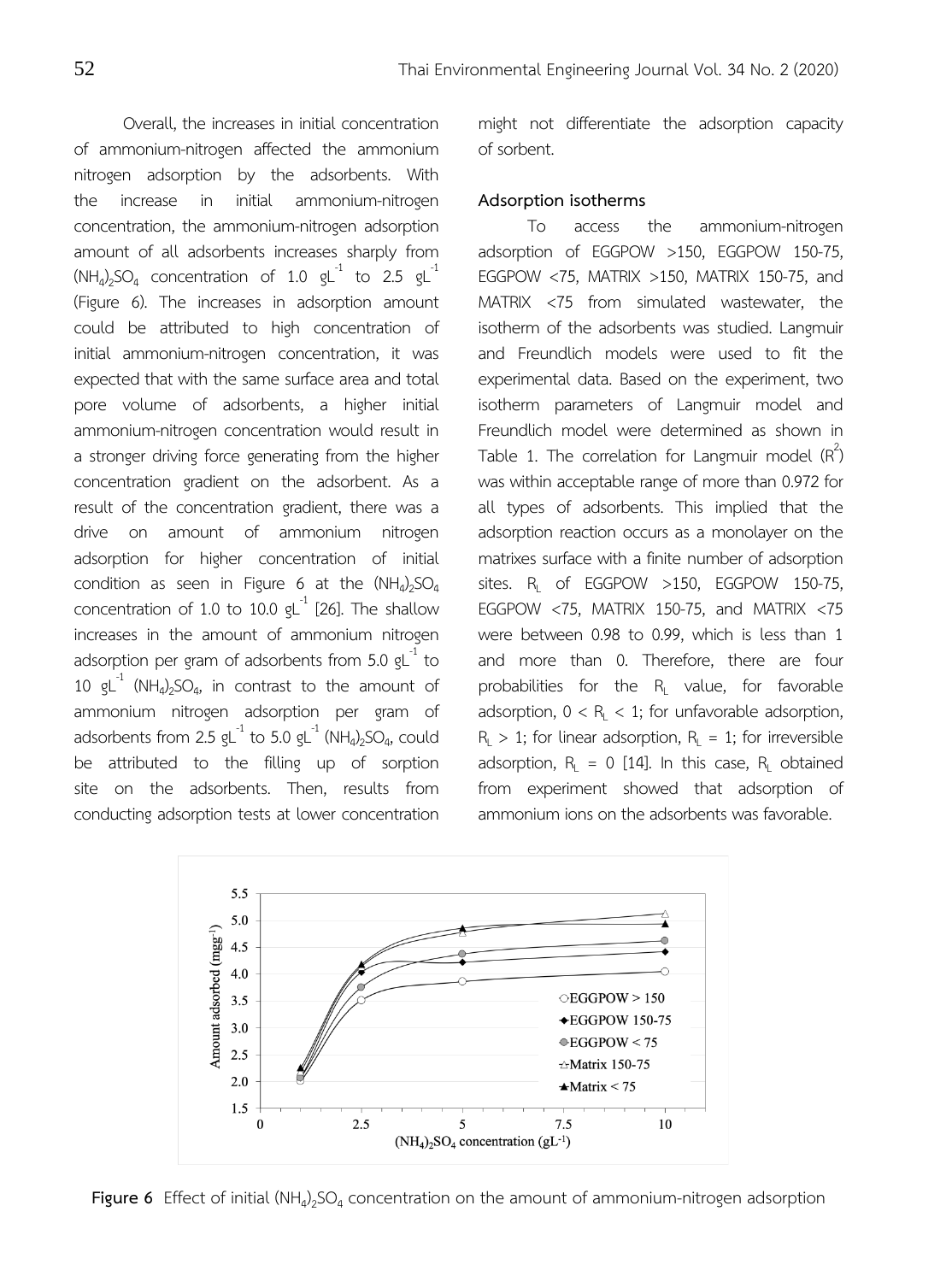Overall, the increases in initial concentration of ammonium-nitrogen affected the ammonium nitrogen adsorption by the adsorbents. With the increase in initial ammonium-nitrogen concentration, the ammonium-nitrogen adsorption amount of all adsorbents increases sharply from $(NH_4)_2SO_4$ concentration of 1.0 $gL^{-1}$ to 2.5 $gL^{-1}$ (Figure 6). The increases in adsorption amount could be attributed to high concentration of initial ammonium-nitrogen concentration, it was expected that with the same surface area and total pore volume of adsorbents, a higher initial ammonium-nitrogen concentration would result in a stronger driving force generating from the higher concentration gradient on the adsorbent. As a result of the concentration gradient, there was a drive on amount of ammonium nitrogen adsorption for higher concentration of initial condition as seen in Figure 6 at the $(NH_4)_2SO_4$ concentration of 1.0 to 10.0 $gL^{-1}$ [26]. The shallow increases in the amount of ammonium nitrogen adsorption per gram of adsorbents from 5.0 $gL^{-1}$ to 10 $gL^{-1}$ $(NH_4)_2SO_4$, in contrast to the amount of ammonium nitrogen adsorption per gram of adsorbents from 2.5 $gL^{-1}$ to 5.0 $gL^{-1}$ $(NH_4)_2SO_4$, could be attributed to the filling up of sorption site on the adsorbents. Then, results from conducting adsorption tests at lower concentration might not differentiate the adsorption capacity of sorbent.

### Adsorption isotherms

To access the ammonium-nitrogen adsorption of EGGPOW >150, EGGPOW 150-75, EGGPOW <75, MATRIX >150, MATRIX 150-75, and MATRIX <75 from simulated wastewater, the isotherm of the adsorbents was studied. Langmuir and Freundlich models were used to fit the experimental data. Based on the experiment, two isotherm parameters of Langmuir model and Freundlich model were determined as shown in Table 1. The correlation for Langmuir model ($R^2$) was within acceptable range of more than 0.972 for all types of adsorbents. This implied that the adsorption reaction occurs as a monolayer on the matrixes surface with a finite number of adsorption sites. $R_L$ of EGGPOW >150, EGGPOW 150-75, EGGPOW <75, MATRIX 150-75, and MATRIX <75 were between 0.98 to 0.99, which is less than 1 and more than 0. Therefore, there are four probabilities for the $R_L$ value, for favorable adsorption, $0 < R_L < 1$; for unfavorable adsorption, $R_L > 1$; for linear adsorption, $R_L = 1$; for irreversible adsorption, $R_L = 0$ [14]. In this case, $R_L$ obtained from experiment showed that adsorption of ammonium ions on the adsorbents was favorable.

Amount adsorbed (mgg⁻¹)
5.5
5.0
4.5
4.0
3.5
3.0
2.5
2.0
1.5
0
2.5
5
7.5
10
$(NH_4)_2SO_4$ concentration ($gL^{-1}$)
EGGPOW > 150
EGGPOW 150-75
EGGPOW < 75
Matrix 150-75
Matrix < 75

**Figure 6** Effect of initial $(NH_4)_2SO_4$ concentration on the amount of ammonium-nitrogen adsorption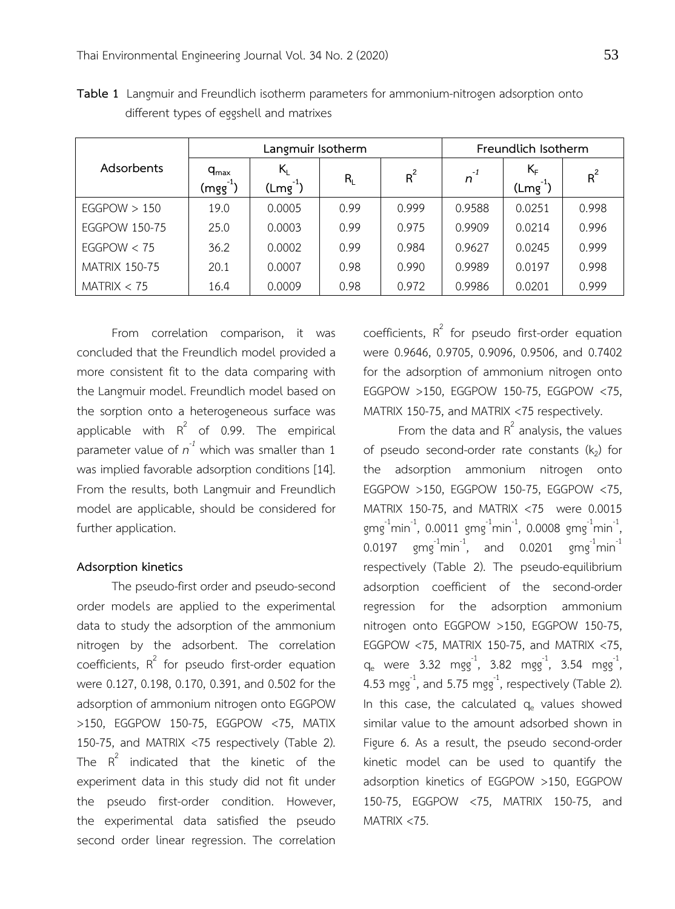**Table 1** Langmuir and Freundlich isotherm parameters for ammonium-nitrogen adsorption onto different types of eggshell and matrixes

| Adsorbents | Langmuir Isotherm | | | | Freundlich Isotherm | | |
|---|---|---|---|---|---|---|---|
| | $q_{max}$ ($mgg^{-1}$) | $K_L$ ($Lmg^{-1}$) | $R_L$ | $R^2$ | $n^{-1}$ | $K_F$ ($Lmg^{-1}$) | $R^2$ |
| EGGPOW > 150 | 19.0 | 0.0005 | 0.99 | 0.999 | 0.9588 | 0.0251 | 0.998 |
| EGGPOW 150-75 | 25.0 | 0.0003 | 0.99 | 0.975 | 0.9909 | 0.0214 | 0.996 |
| EGGPOW < 75 | 36.2 | 0.0002 | 0.99 | 0.984 | 0.9627 | 0.0245 | 0.999 |
| MATRIX 150-75 | 20.1 | 0.0007 | 0.98 | 0.990 | 0.9989 | 0.0197 | 0.998 |
| MATRIX < 75 | 16.4 | 0.0009 | 0.98 | 0.972 | 0.9986 | 0.0201 | 0.999 |

From correlation comparison, it was concluded that the Freundlich model provided a more consistent fit to the data comparing with the Langmuir model. Freundlich model based on the sorption onto a heterogeneous surface was applicable with $R^2$ of 0.99. The empirical parameter value of $n^{-1}$ which was smaller than 1 was implied favorable adsorption conditions [14]. From the results, both Langmuir and Freundlich model are applicable, should be considered for further application.

**Adsorption kinetics**

The pseudo-first order and pseudo-second order models are applied to the experimental data to study the adsorption of the ammonium nitrogen by the adsorbent. The correlation coefficients, $R^2$ for pseudo first-order equation were 0.127, 0.198, 0.170, 0.391, and 0.502 for the adsorption of ammonium nitrogen onto EGGPOW >150, EGGPOW 150-75, EGGPOW <75, MATIX 150-75, and MATRIX <75 respectively (Table 2). The $R^2$ indicated that the kinetic of the experiment data in this study did not fit under the pseudo first-order condition. However, the experimental data satisfied the pseudo second order linear regression. The correlation coefficients, $R^2$ for pseudo first-order equation were 0.9646, 0.9705, 0.9096, 0.9506, and 0.7402 for the adsorption of ammonium nitrogen onto EGGPOW >150, EGGPOW 150-75, EGGPOW <75, MATRIX 150-75, and MATRIX <75 respectively.

From the data and $R^2$ analysis, the values of pseudo second-order rate constants ($k_2$) for the adsorption ammonium nitrogen onto EGGPOW >150, EGGPOW 150-75, EGGPOW <75, MATRIX 150-75, and MATRIX <75 were 0.0015 $gmg^{-1}min^{-1}$, 0.0011 $gmg^{-1}min^{-1}$, 0.0008 $gmg^{-1}min^{-1}$, 0.0197 $gmg^{-1}min^{-1}$, and 0.0201 $gmg^{-1}min^{-1}$ respectively (Table 2). The pseudo-equilibrium adsorption coefficient of the second-order regression for the adsorption ammonium nitrogen onto EGGPOW >150, EGGPOW 150-75, EGGPOW <75, MATRIX 150-75, and MATRIX <75, $q_e$ were 3.32 $mgg^{-1}$, 3.82 $mgg^{-1}$, 3.54 $mgg^{-1}$, 4.53 $mgg^{-1}$, and 5.75 $mgg^{-1}$, respectively (Table 2). In this case, the calculated $q_e$ values showed similar value to the amount adsorbed shown in Figure 6. As a result, the pseudo second-order kinetic model can be used to quantify the adsorption kinetics of EGGPOW >150, EGGPOW 150-75, EGGPOW <75, MATRIX 150-75, and MATRIX <75.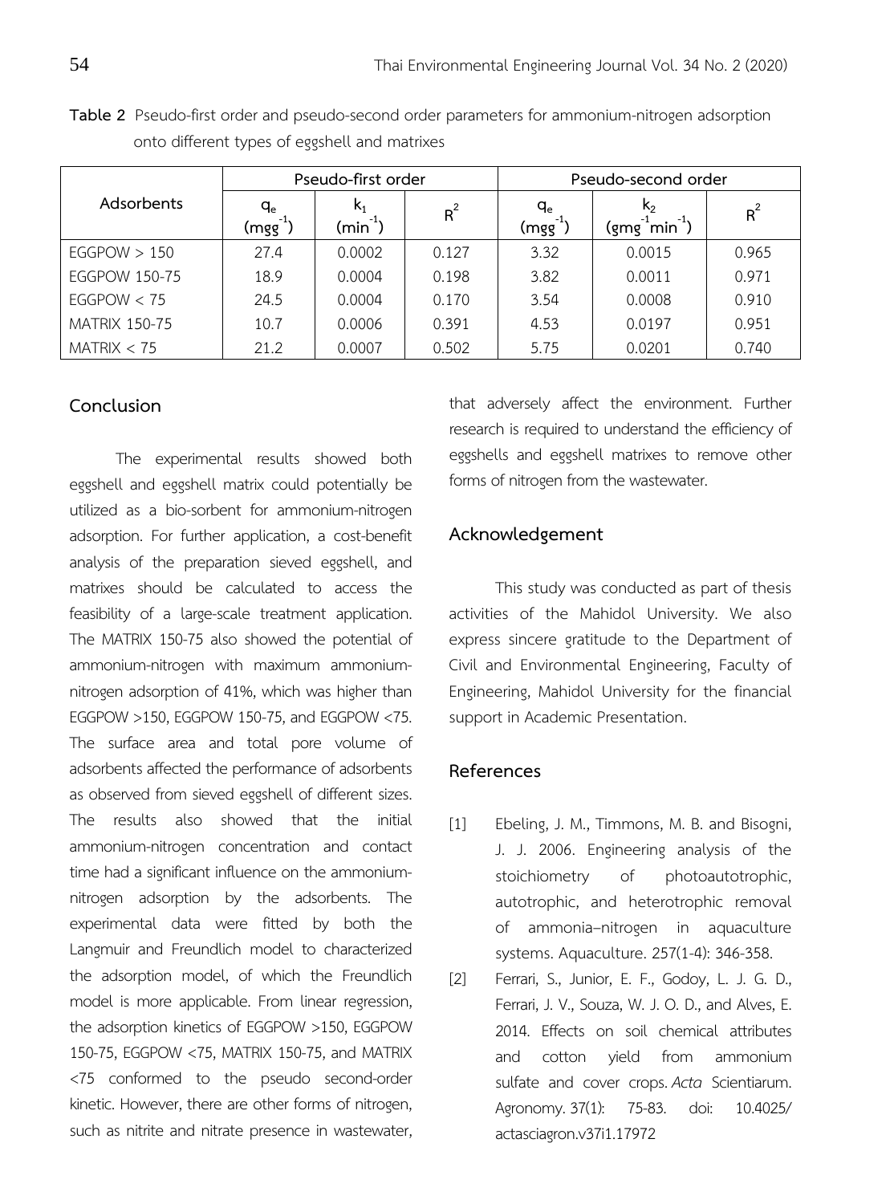**Table 2** Pseudo-first order and pseudo-second order parameters for ammonium-nitrogen adsorption onto different types of eggshell and matrixes

| Adsorbents | Pseudo-first order | | | Pseudo-second order | | |
|---|---|---|---|---|---|---|
| | $q_e$ ($mgg^{-1}$) | $k_1$ ($min^{-1}$) | $R^2$ | $q_e$ ($mgg^{-1}$) | $k_2$ ($gmg^{-1}min^{-1}$) | $R^2$ |
| EGGPOW > 150 | 27.4 | 0.0002 | 0.127 | 3.32 | 0.0015 | 0.965 |
| EGGPOW 150-75 | 18.9 | 0.0004 | 0.198 | 3.82 | 0.0011 | 0.971 |
| EGGPOW < 75 | 24.5 | 0.0004 | 0.170 | 3.54 | 0.0008 | 0.910 |
| MATRIX 150-75 | 10.7 | 0.0006 | 0.391 | 4.53 | 0.0197 | 0.951 |
| MATRIX < 75 | 21.2 | 0.0007 | 0.502 | 5.75 | 0.0201 | 0.740 |

## Conclusion

The experimental results showed both eggshell and eggshell matrix could potentially be utilized as a bio-sorbent for ammonium-nitrogen adsorption. For further application, a cost-benefit analysis of the preparation sieved eggshell, and matrixes should be calculated to access the feasibility of a large-scale treatment application. The MATRIX 150-75 also showed the potential of ammonium-nitrogen with maximum ammonium-nitrogen adsorption of 41%, which was higher than EGGPOW >150, EGGPOW 150-75, and EGGPOW <75. The surface area and total pore volume of adsorbents affected the performance of adsorbents as observed from sieved eggshell of different sizes. The results also showed that the initial ammonium-nitrogen concentration and contact time had a significant influence on the ammonium-nitrogen adsorption by the adsorbents. The experimental data were fitted by both the Langmuir and Freundlich model to characterized the adsorption model, of which the Freundlich model is more applicable. From linear regression, the adsorption kinetics of EGGPOW >150, EGGPOW 150-75, EGGPOW <75, MATRIX 150-75, and MATRIX <75 conformed to the pseudo second-order kinetic. However, there are other forms of nitrogen, such as nitrite and nitrate presence in wastewater, that adversely affect the environment. Further research is required to understand the efficiency of eggshells and eggshell matrixes to remove other forms of nitrogen from the wastewater.

## Acknowledgement

This study was conducted as part of thesis activities of the Mahidol University. We also express sincere gratitude to the Department of Civil and Environmental Engineering, Faculty of Engineering, Mahidol University for the financial support in Academic Presentation.

## References

[1] Ebeling, J. M., Timmons, M. B. and Bisogni, J. J. 2006. Engineering analysis of the stoichiometry of photoautotrophic, autotrophic, and heterotrophic removal of ammonia–nitrogen in aquaculture systems. Aquaculture. 257(1-4): 346-358.

[2] Ferrari, S., Junior, E. F., Godoy, L. J. G. D., Ferrari, J. V., Souza, W. J. O. D., and Alves, E. 2014. Effects on soil chemical attributes and cotton yield from ammonium sulfate and cover crops. *Acta* Scientiarum. Agronomy. 37(1): 75-83. doi: 10.4025/actasciagron.v37i1.17972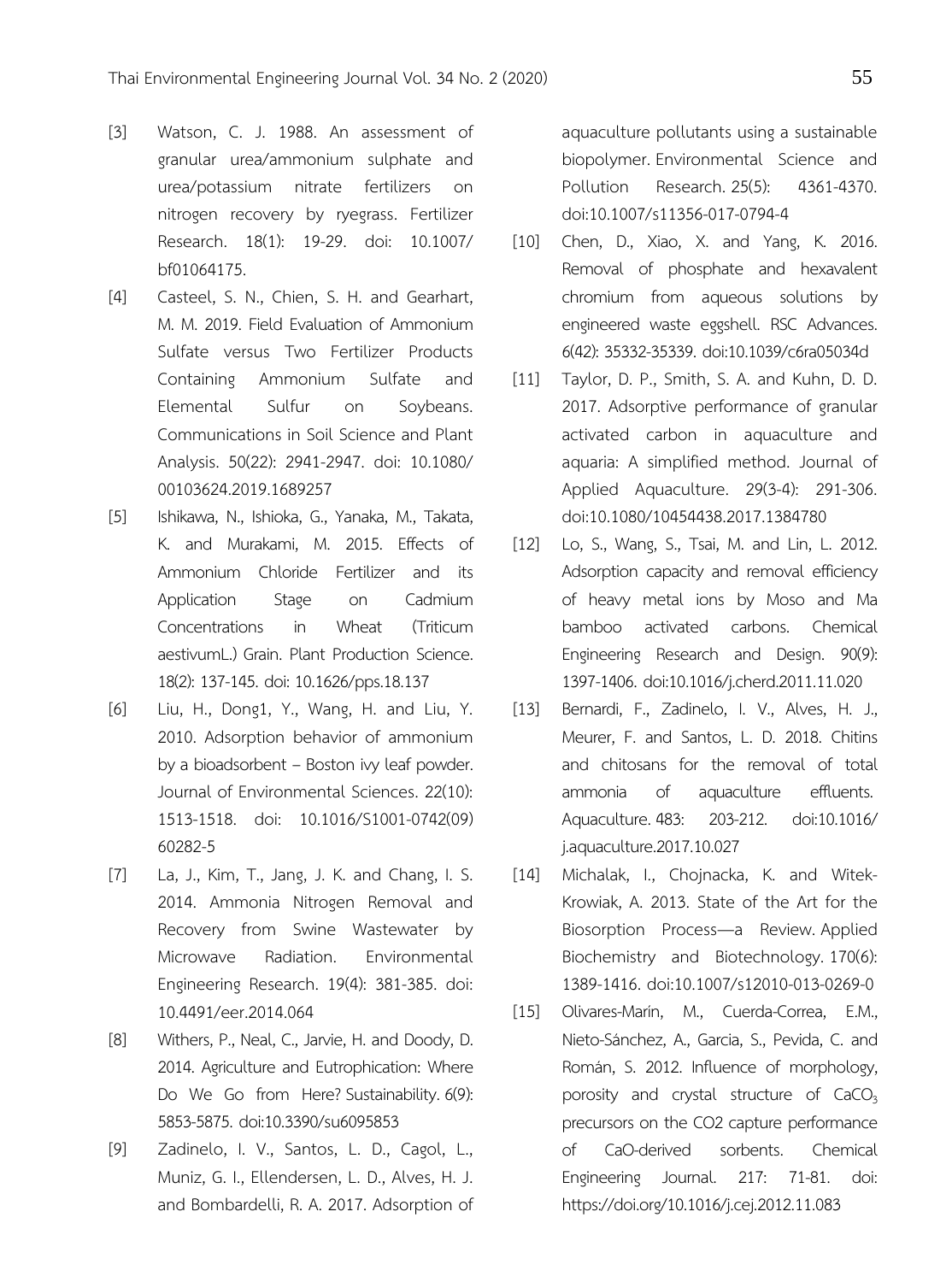[3] Watson, C. J. 1988. An assessment of granular urea/ammonium sulphate and urea/potassium nitrate fertilizers on nitrogen recovery by ryegrass. Fertilizer Research. 18(1): 19-29. doi: 10.1007/bf01064175.

[4] Casteel, S. N., Chien, S. H. and Gearhart, M. M. 2019. Field Evaluation of Ammonium Sulfate versus Two Fertilizer Products Containing Ammonium Sulfate and Elemental Sulfur on Soybeans. Communications in Soil Science and Plant Analysis. 50(22): 2941-2947. doi: 10.1080/00103624.2019.1689257

[5] Ishikawa, N., Ishioka, G., Yanaka, M., Takata, K. and Murakami, M. 2015. Effects of Ammonium Chloride Fertilizer and its Application Stage on Cadmium Concentrations in Wheat (Triticum aestivumL.) Grain. Plant Production Science. 18(2): 137-145. doi: 10.1626/pps.18.137

[6] Liu, H., Dong1, Y., Wang, H. and Liu, Y. 2010. Adsorption behavior of ammonium by a bioadsorbent – Boston ivy leaf powder. Journal of Environmental Sciences. 22(10): 1513-1518. doi: 10.1016/S1001-0742(09)60282-5

[7] La, J., Kim, T., Jang, J. K. and Chang, I. S. 2014. Ammonia Nitrogen Removal and Recovery from Swine Wastewater by Microwave Radiation. Environmental Engineering Research. 19(4): 381-385. doi: 10.4491/eer.2014.064

[8] Withers, P., Neal, C., Jarvie, H. and Doody, D. 2014. Agriculture and Eutrophication: Where Do We Go from Here? Sustainability. 6(9): 5853-5875. doi:10.3390/su6095853

[9] Zadinelo, I. V., Santos, L. D., Cagol, L., Muniz, G. I., Ellendersen, L. D., Alves, H. J. and Bombardelli, R. A. 2017. Adsorption of aquaculture pollutants using a sustainable biopolymer. Environmental Science and Pollution Research. 25(5): 4361-4370. doi:10.1007/s11356-017-0794-4

[10] Chen, D., Xiao, X. and Yang, K. 2016. Removal of phosphate and hexavalent chromium from aqueous solutions by engineered waste eggshell. RSC Advances. 6(42): 35332-35339. doi:10.1039/c6ra05034d

[11] Taylor, D. P., Smith, S. A. and Kuhn, D. D. 2017. Adsorptive performance of granular activated carbon in aquaculture and aquaria: A simplified method. Journal of Applied Aquaculture. 29(3-4): 291-306. doi:10.1080/10454438.2017.1384780

[12] Lo, S., Wang, S., Tsai, M. and Lin, L. 2012. Adsorption capacity and removal efficiency of heavy metal ions by Moso and Ma bamboo activated carbons. Chemical Engineering Research and Design. 90(9): 1397-1406. doi:10.1016/j.cherd.2011.11.020

[13] Bernardi, F., Zadinelo, I. V., Alves, H. J., Meurer, F. and Santos, L. D. 2018. Chitins and chitosans for the removal of total ammonia of aquaculture effluents. Aquaculture. 483: 203-212. doi:10.1016/j.aquaculture.2017.10.027

[14] Michalak, I., Chojnacka, K. and Witek-Krowiak, A. 2013. State of the Art for the Biosorption Process—a Review. Applied Biochemistry and Biotechnology. 170(6): 1389-1416. doi:10.1007/s12010-013-0269-0

[15] Olivares-Marín, M., Cuerda-Correa, E.M., Nieto-Sánchez, A., Garcia, S., Pevida, C. and Román, S. 2012. Influence of morphology, porosity and crystal structure of $CaCO_3$ precursors on the CO2 capture performance of CaO-derived sorbents. Chemical Engineering Journal. 217: 71-81. doi: https://doi.org/10.1016/j.cej.2012.11.083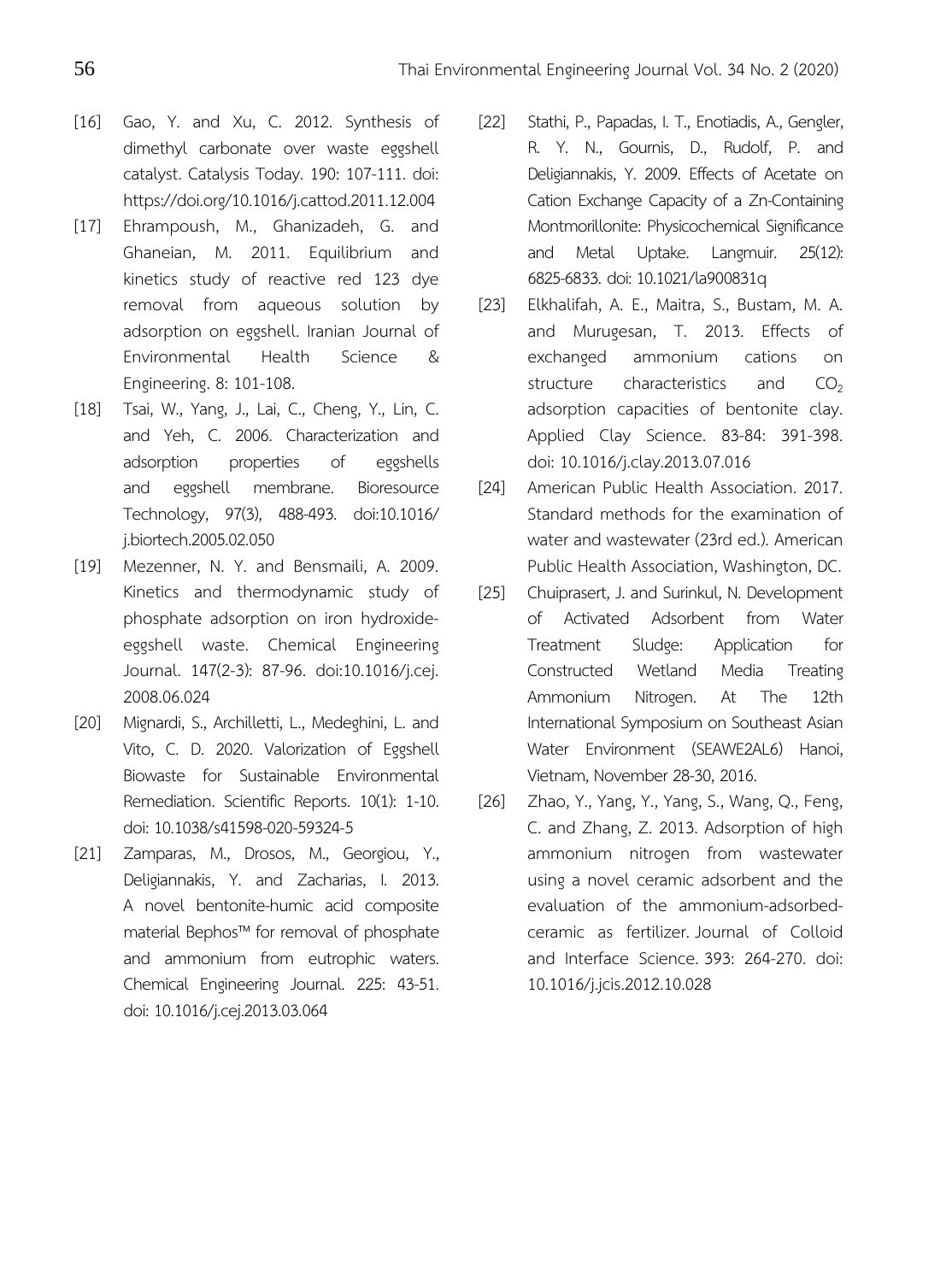[16] Gao, Y. and Xu, C. 2012. Synthesis of dimethyl carbonate over waste eggshell catalyst. Catalysis Today. 190: 107-111. doi: https://doi.org/10.1016/j.cattod.2011.12.004

[17] Ehrampoush, M., Ghanizadeh, G. and Ghaneian, M. 2011. Equilibrium and kinetics study of reactive red 123 dye removal from aqueous solution by adsorption on eggshell. Iranian Journal of Environmental Health Science & Engineering. 8: 101-108.

[18] Tsai, W., Yang, J., Lai, C., Cheng, Y., Lin, C. and Yeh, C. 2006. Characterization and adsorption properties of eggshells and eggshell membrane. Bioresource Technology, 97(3), 488-493. doi:10.1016/j.biortech.2005.02.050

[19] Mezenner, N. Y. and Bensmaili, A. 2009. Kinetics and thermodynamic study of phosphate adsorption on iron hydroxide-eggshell waste. Chemical Engineering Journal. 147(2-3): 87-96. doi:10.1016/j.cej.2008.06.024

[20] Mignardi, S., Archilletti, L., Medeghini, L. and Vito, C. D. 2020. Valorization of Eggshell Biowaste for Sustainable Environmental Remediation. Scientific Reports. 10(1): 1-10. doi: 10.1038/s41598-020-59324-5

[21] Zamparas, M., Drosos, M., Georgiou, Y., Deligiannakis, Y. and Zacharias, I. 2013. A novel bentonite-humic acid composite material Bephos™ for removal of phosphate and ammonium from eutrophic waters. Chemical Engineering Journal. 225: 43-51. doi: 10.1016/j.cej.2013.03.064

[22] Stathi, P., Papadas, I. T., Enotiadis, A., Gengler, R. Y. N., Gournis, D., Rudolf, P. and Deligiannakis, Y. 2009. Effects of Acetate on Cation Exchange Capacity of a Zn-Containing Montmorillonite: Physicochemical Significance and Metal Uptake. Langmuir. 25(12): 6825-6833. doi: 10.1021/la900831q

[23] Elkhalifah, A. E., Maitra, S., Bustam, M. A. and Murugesan, T. 2013. Effects of exchanged ammonium cations on structure characteristics and $CO_2$ adsorption capacities of bentonite clay. Applied Clay Science. 83-84: 391-398. doi: 10.1016/j.clay.2013.07.016

[24] American Public Health Association. 2017. Standard methods for the examination of water and wastewater (23rd ed.). American Public Health Association, Washington, DC.

[25] Chuiprasert, J. and Surinkul, N. Development of Activated Adsorbent from Water Treatment Sludge: Application for Constructed Wetland Media Treating Ammonium Nitrogen. At The 12th International Symposium on Southeast Asian Water Environment (SEAWE2AL6) Hanoi, Vietnam, November 28-30, 2016.

[26] Zhao, Y., Yang, Y., Yang, S., Wang, Q., Feng, C. and Zhang, Z. 2013. Adsorption of high ammonium nitrogen from wastewater using a novel ceramic adsorbent and the evaluation of the ammonium-adsorbed-ceramic as fertilizer. Journal of Colloid and Interface Science. 393: 264-270. doi: 10.1016/j.jcis.2012.10.028